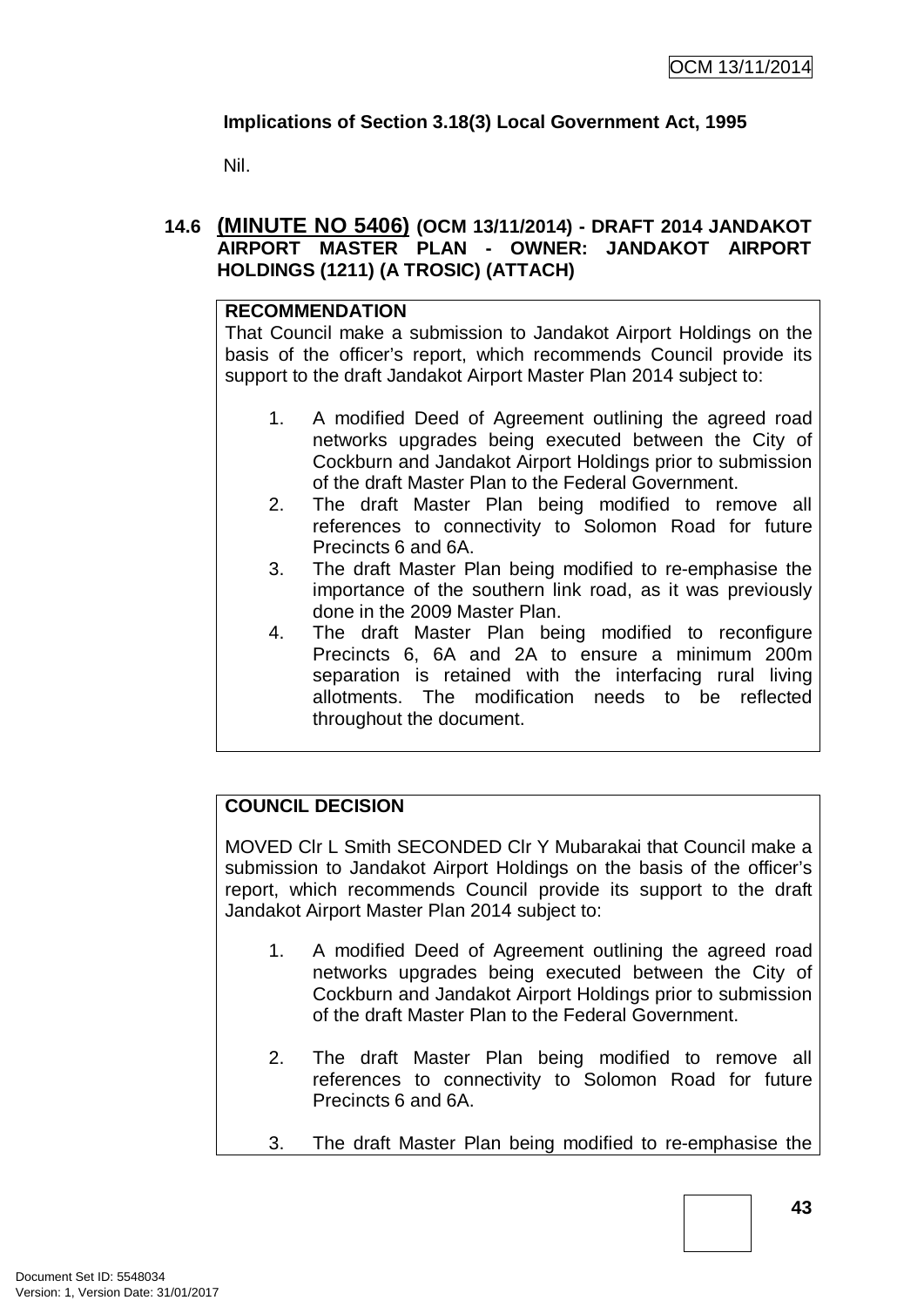**Implications of Section 3.18(3) Local Government Act, 1995**

Nil.

### 14.6 (MINUTE NO 5406) (OCM 13/11/2014) - DRAFT 2014 JANDAKOT AIRPORT MASTER PLAN - OWNER: JANDAKOT AIRPORT HOLDINGS (1211) (A TROSIC) (ATTACH)

**RECOMMENDATION**

That Council make a submission to Jandakot Airport Holdings on the basis of the officer's report, which recommends Council provide its support to the draft Jandakot Airport Master Plan 2014 subject to:

1. A modified Deed of Agreement outlining the agreed road networks upgrades being executed between the City of Cockburn and Jandakot Airport Holdings prior to submission of the draft Master Plan to the Federal Government.
2. The draft Master Plan being modified to remove all references to connectivity to Solomon Road for future Precincts 6 and 6A.
3. The draft Master Plan being modified to re-emphasise the importance of the southern link road, as it was previously done in the 2009 Master Plan.
4. The draft Master Plan being modified to reconfigure Precincts 6, 6A and 2A to ensure a minimum 200m separation is retained with the interfacing rural living allotments. The modification needs to be reflected throughout the document.

**COUNCIL DECISION**

MOVED Clr L Smith SECONDED Clr Y Mubarakai that Council make a submission to Jandakot Airport Holdings on the basis of the officer's report, which recommends Council provide its support to the draft Jandakot Airport Master Plan 2014 subject to:

1. A modified Deed of Agreement outlining the agreed road networks upgrades being executed between the City of Cockburn and Jandakot Airport Holdings prior to submission of the draft Master Plan to the Federal Government.

2. The draft Master Plan being modified to remove all references to connectivity to Solomon Road for future Precincts 6 and 6A.

3. The draft Master Plan being modified to re-emphasise the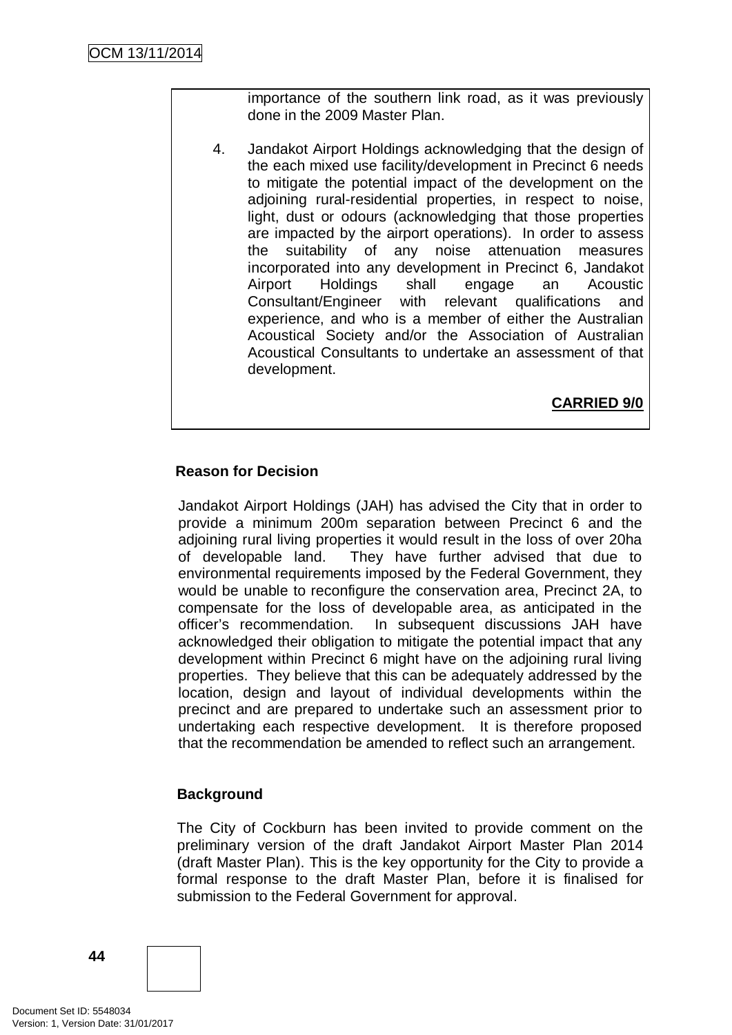importance of the southern link road, as it was previously done in the 2009 Master Plan.

4. Jandakot Airport Holdings acknowledging that the design of the each mixed use facility/development in Precinct 6 needs to mitigate the potential impact of the development on the adjoining rural-residential properties, in respect to noise, light, dust or odours (acknowledging that those properties are impacted by the airport operations). In order to assess the suitability of any noise attenuation measures incorporated into any development in Precinct 6, Jandakot Airport Holdings shall engage an Acoustic Consultant/Engineer with relevant qualifications and experience, and who is a member of either the Australian Acoustical Society and/or the Association of Australian Acoustical Consultants to undertake an assessment of that development.

**CARRIED 9/0**

### Reason for Decision

Jandakot Airport Holdings (JAH) has advised the City that in order to provide a minimum 200m separation between Precinct 6 and the adjoining rural living properties it would result in the loss of over 20ha of developable land. They have further advised that due to environmental requirements imposed by the Federal Government, they would be unable to reconfigure the conservation area, Precinct 2A, to compensate for the loss of developable area, as anticipated in the officer's recommendation. In subsequent discussions JAH have acknowledged their obligation to mitigate the potential impact that any development within Precinct 6 might have on the adjoining rural living properties. They believe that this can be adequately addressed by the location, design and layout of individual developments within the precinct and are prepared to undertake such an assessment prior to undertaking each respective development. It is therefore proposed that the recommendation be amended to reflect such an arrangement.

### Background

The City of Cockburn has been invited to provide comment on the preliminary version of the draft Jandakot Airport Master Plan 2014 (draft Master Plan). This is the key opportunity for the City to provide a formal response to the draft Master Plan, before it is finalised for submission to the Federal Government for approval.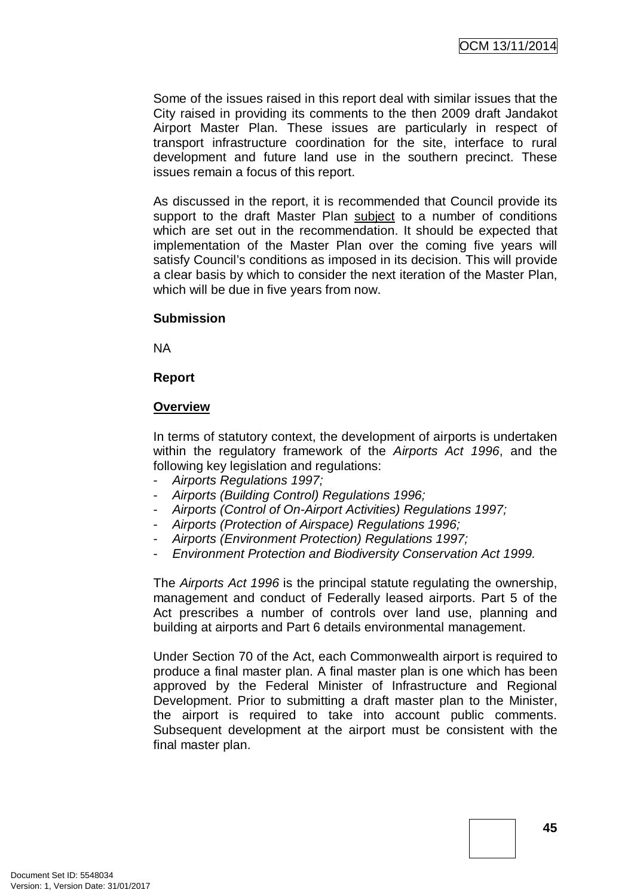Some of the issues raised in this report deal with similar issues that the City raised in providing its comments to the then 2009 draft Jandakot Airport Master Plan. These issues are particularly in respect of transport infrastructure coordination for the site, interface to rural development and future land use in the southern precinct. These issues remain a focus of this report.

As discussed in the report, it is recommended that Council provide its support to the draft Master Plan <u>subject</u> to a number of conditions which are set out in the recommendation. It should be expected that implementation of the Master Plan over the coming five years will satisfy Council's conditions as imposed in its decision. This will provide a clear basis by which to consider the next iteration of the Master Plan, which will be due in five years from now.

**Submission**

NA

**Report**

**<u>Overview</u>**

In terms of statutory context, the development of airports is undertaken within the regulatory framework of the *Airports Act 1996*, and the following key legislation and regulations:

- *Airports Regulations 1997;*
- *Airports (Building Control) Regulations 1996;*
- *Airports (Control of On-Airport Activities) Regulations 1997;*
- *Airports (Protection of Airspace) Regulations 1996;*
- *Airports (Environment Protection) Regulations 1997;*
- *Environment Protection and Biodiversity Conservation Act 1999.*

The *Airports Act 1996* is the principal statute regulating the ownership, management and conduct of Federally leased airports. Part 5 of the Act prescribes a number of controls over land use, planning and building at airports and Part 6 details environmental management.

Under Section 70 of the Act, each Commonwealth airport is required to produce a final master plan. A final master plan is one which has been approved by the Federal Minister of Infrastructure and Regional Development. Prior to submitting a draft master plan to the Minister, the airport is required to take into account public comments. Subsequent development at the airport must be consistent with the final master plan.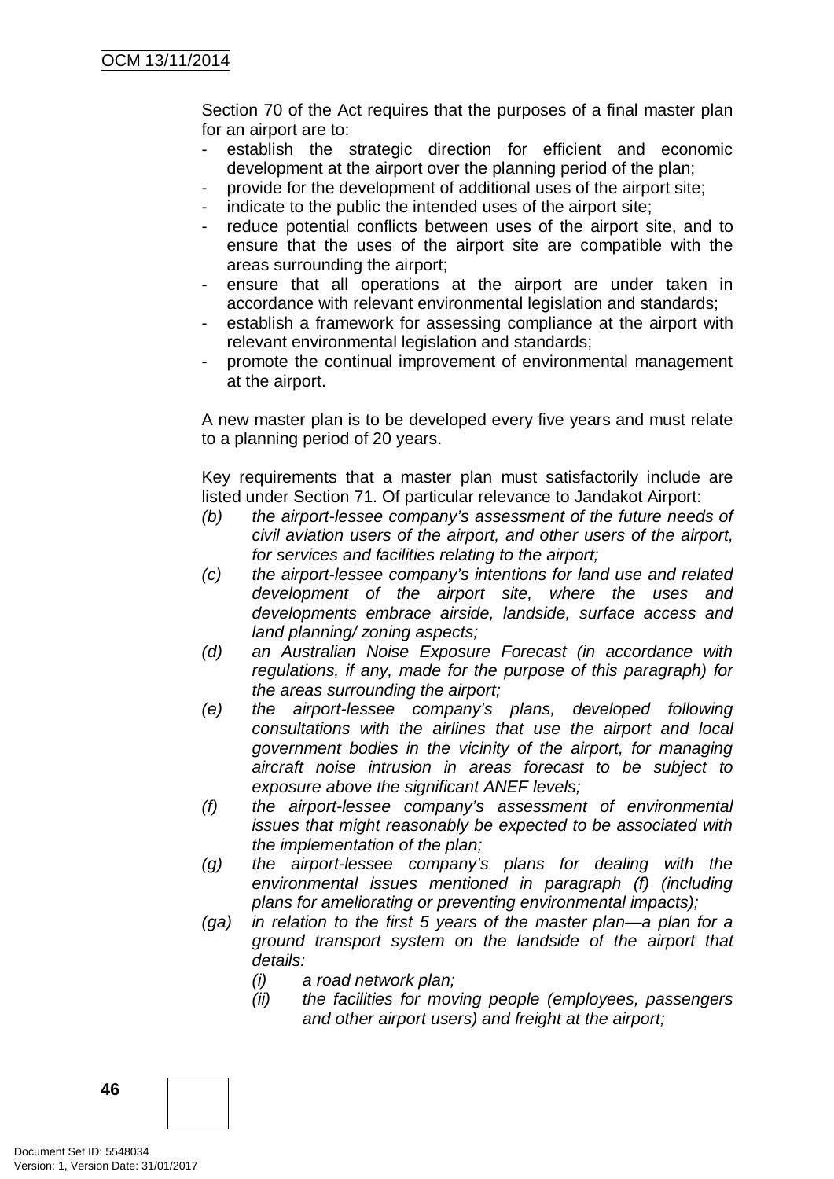Section 70 of the Act requires that the purposes of a final master plan for an airport are to:

- establish the strategic direction for efficient and economic development at the airport over the planning period of the plan;
- provide for the development of additional uses of the airport site;
- indicate to the public the intended uses of the airport site;
- reduce potential conflicts between uses of the airport site, and to ensure that the uses of the airport site are compatible with the areas surrounding the airport;
- ensure that all operations at the airport are under taken in accordance with relevant environmental legislation and standards;
- establish a framework for assessing compliance at the airport with relevant environmental legislation and standards;
- promote the continual improvement of environmental management at the airport.

A new master plan is to be developed every five years and must relate to a planning period of 20 years.

Key requirements that a master plan must satisfactorily include are listed under Section 71. Of particular relevance to Jandakot Airport:

*(b)* *the airport-lessee company's assessment of the future needs of civil aviation users of the airport, and other users of the airport, for services and facilities relating to the airport;*

*(c)* *the airport-lessee company's intentions for land use and related development of the airport site, where the uses and developments embrace airside, landside, surface access and land planning/ zoning aspects;*

*(d)* *an Australian Noise Exposure Forecast (in accordance with regulations, if any, made for the purpose of this paragraph) for the areas surrounding the airport;*

*(e)* *the airport-lessee company's plans, developed following consultations with the airlines that use the airport and local government bodies in the vicinity of the airport, for managing aircraft noise intrusion in areas forecast to be subject to exposure above the significant ANEF levels;*

*(f)* *the airport-lessee company's assessment of environmental issues that might reasonably be expected to be associated with the implementation of the plan;*

*(g)* *the airport-lessee company's plans for dealing with the environmental issues mentioned in paragraph (f) (including plans for ameliorating or preventing environmental impacts);*

*(ga)* *in relation to the first 5 years of the master plan—a plan for a ground transport system on the landside of the airport that details:*

*(i)* *a road network plan;*

*(ii)* *the facilities for moving people (employees, passengers and other airport users) and freight at the airport;*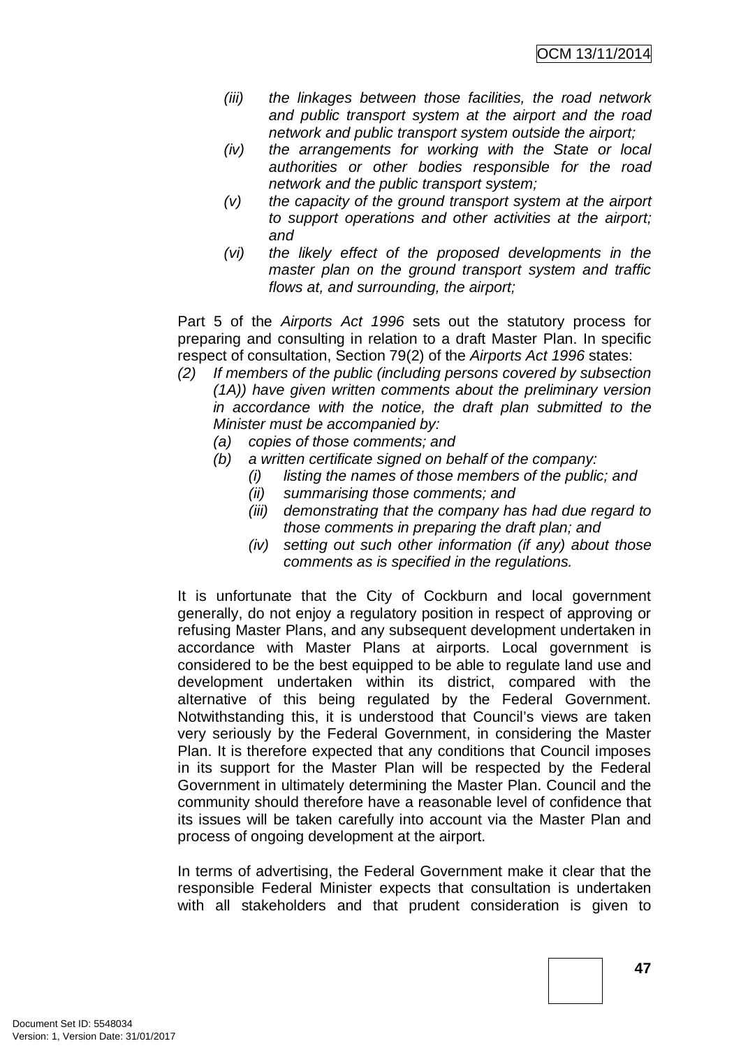*(iii) the linkages between those facilities, the road network and public transport system at the airport and the road network and public transport system outside the airport;*

*(iv) the arrangements for working with the State or local authorities or other bodies responsible for the road network and the public transport system;*

*(v) the capacity of the ground transport system at the airport to support operations and other activities at the airport; and*

*(vi) the likely effect of the proposed developments in the master plan on the ground transport system and traffic flows at, and surrounding, the airport;*

Part 5 of the *Airports Act 1996* sets out the statutory process for preparing and consulting in relation to a draft Master Plan. In specific respect of consultation, Section 79(2) of the *Airports Act 1996* states:

*(2) If members of the public (including persons covered by subsection (1A)) have given written comments about the preliminary version in accordance with the notice, the draft plan submitted to the Minister must be accompanied by:*

- *(a) copies of those comments; and*
- *(b) a written certificate signed on behalf of the company:*
  - *(i) listing the names of those members of the public; and*
  - *(ii) summarising those comments; and*
  - *(iii) demonstrating that the company has had due regard to those comments in preparing the draft plan; and*
  - *(iv) setting out such other information (if any) about those comments as is specified in the regulations.*

It is unfortunate that the City of Cockburn and local government generally, do not enjoy a regulatory position in respect of approving or refusing Master Plans, and any subsequent development undertaken in accordance with Master Plans at airports. Local government is considered to be the best equipped to be able to regulate land use and development undertaken within its district, compared with the alternative of this being regulated by the Federal Government. Notwithstanding this, it is understood that Council's views are taken very seriously by the Federal Government, in considering the Master Plan. It is therefore expected that any conditions that Council imposes in its support for the Master Plan will be respected by the Federal Government in ultimately determining the Master Plan. Council and the community should therefore have a reasonable level of confidence that its issues will be taken carefully into account via the Master Plan and process of ongoing development at the airport.

In terms of advertising, the Federal Government make it clear that the responsible Federal Minister expects that consultation is undertaken with all stakeholders and that prudent consideration is given to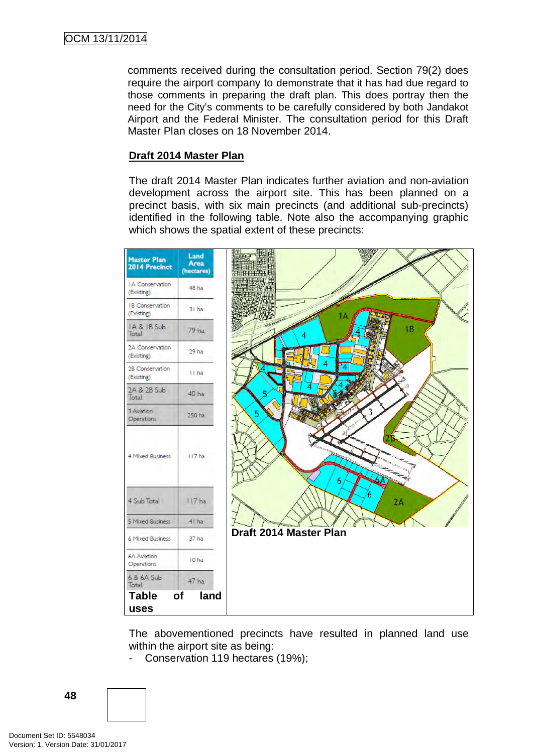comments received during the consultation period. Section 79(2) does require the airport company to demonstrate that it has had due regard to those comments in preparing the draft plan. This does portray then the need for the City's comments to be carefully considered by both Jandakot Airport and the Federal Minister. The consultation period for this Draft Master Plan closes on 18 November 2014.

**Draft 2014 Master Plan**

The draft 2014 Master Plan indicates further aviation and non-aviation development across the airport site. This has been planned on a precinct basis, with six main precincts (and additional sub-precincts) identified in the following table. Note also the accompanying graphic which shows the spatial extent of these precincts:

| Master Plan 2014 Precinct | Land Area (hectares) |
|---|---|
| 1A Conservation (Existing) | 48 ha |
| 1B Conservation (Existing) | 31 ha |
| 1A & 1B Sub Total | 79 ha |
| 2A Conservation (Existing) | 29 ha |
| 2B Conservation (Existing) | 11 ha |
| 2A & 2B Sub Total | 40 ha |
| 3 Aviation Operations | 250 ha |
| 4 Mixed Business | 117 ha |
| 4 Sub Total | 117 ha |
| 5 Mixed Business | 41 ha |
| 6 Mixed Business | 37 ha |
| 6A Aviation Operations | 10 ha |
| 6 & 6A Sub Total | 47 ha |

**Table of land uses**

**Draft 2014 Master Plan**

The abovementioned precincts have resulted in planned land use within the airport site as being:

- Conservation 119 hectares (19%);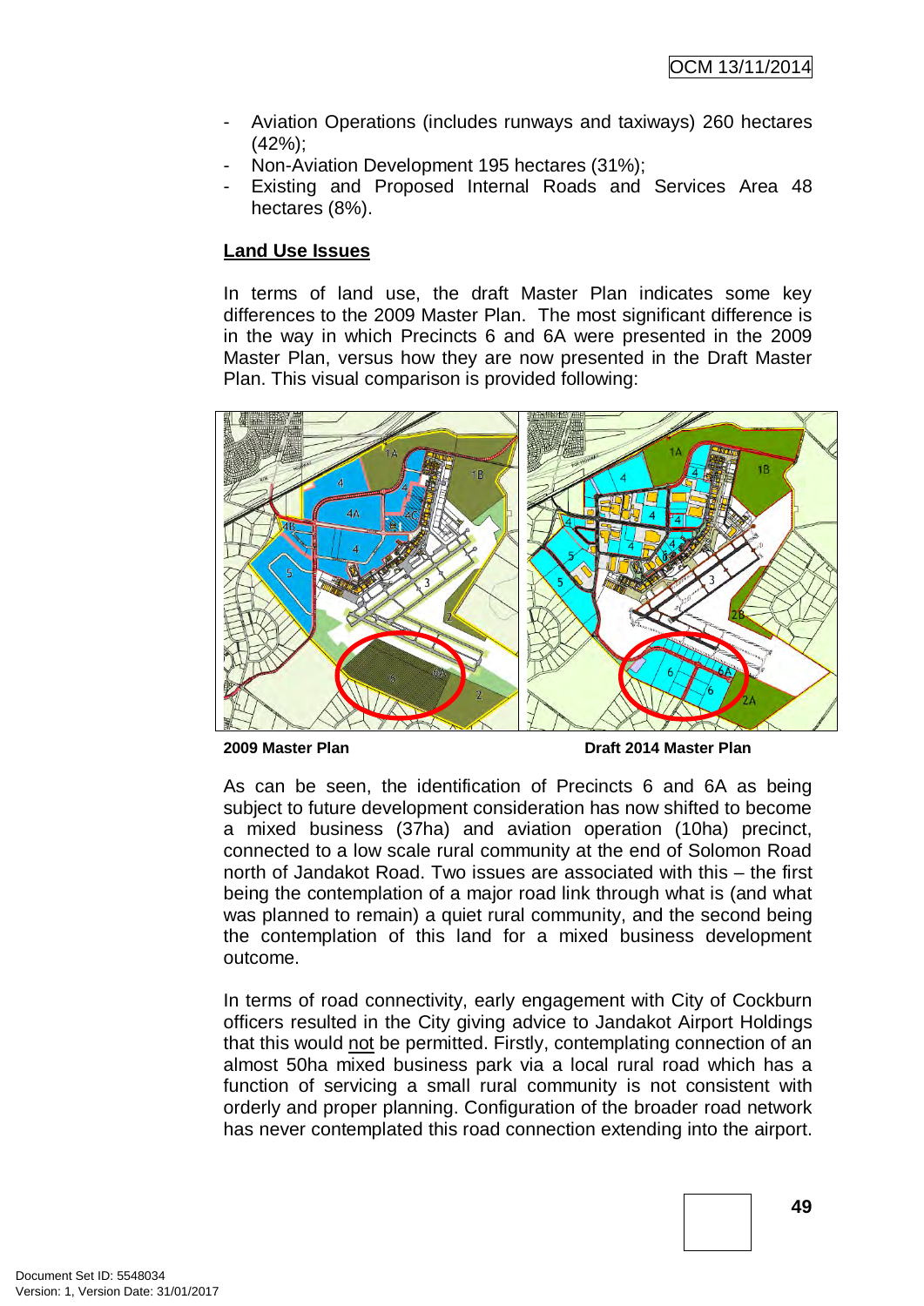- Aviation Operations (includes runways and taxiways) 260 hectares (42%);
- Non-Aviation Development 195 hectares (31%);
- Existing and Proposed Internal Roads and Services Area 48 hectares (8%).

**Land Use Issues**

In terms of land use, the draft Master Plan indicates some key differences to the 2009 Master Plan. The most significant difference is in the way in which Precincts 6 and 6A were presented in the 2009 Master Plan, versus how they are now presented in the Draft Master Plan. This visual comparison is provided following:

**2009 Master Plan** **Draft 2014 Master Plan**

As can be seen, the identification of Precincts 6 and 6A as being subject to future development consideration has now shifted to become a mixed business (37ha) and aviation operation (10ha) precinct, connected to a low scale rural community at the end of Solomon Road north of Jandakot Road. Two issues are associated with this – the first being the contemplation of a major road link through what is (and what was planned to remain) a quiet rural community, and the second being the contemplation of this land for a mixed business development outcome.

In terms of road connectivity, early engagement with City of Cockburn officers resulted in the City giving advice to Jandakot Airport Holdings that this would not be permitted. Firstly, contemplating connection of an almost 50ha mixed business park via a local rural road which has a function of servicing a small rural community is not consistent with orderly and proper planning. Configuration of the broader road network has never contemplated this road connection extending into the airport.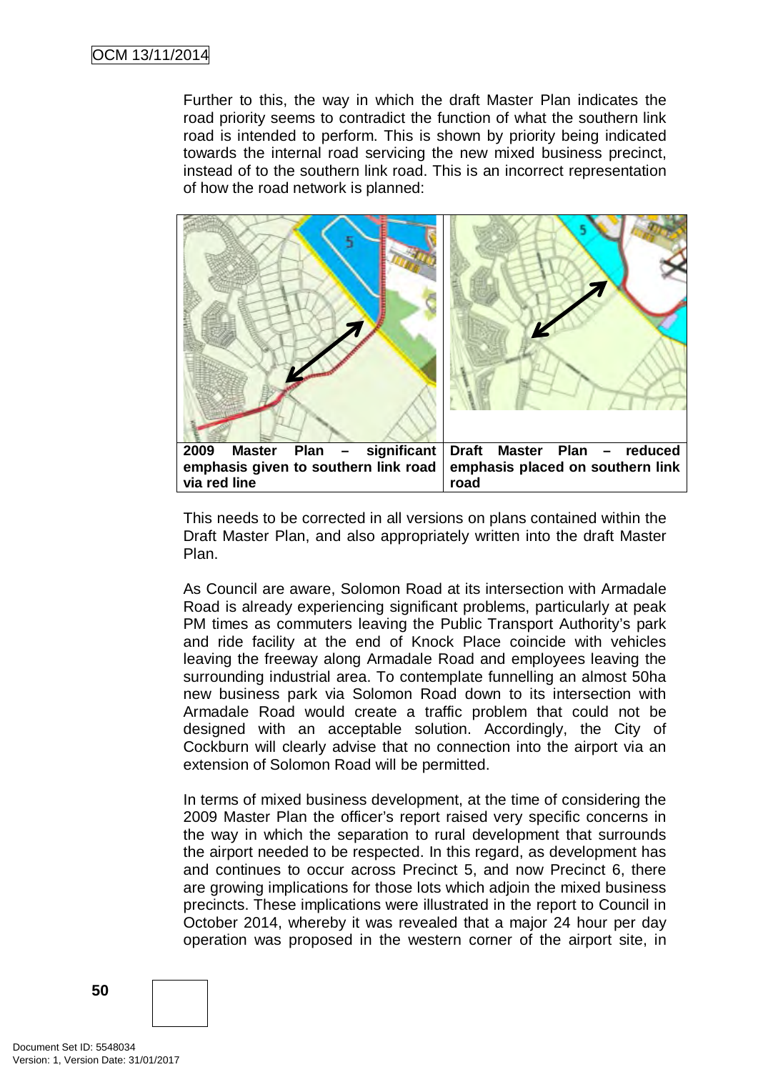Further to this, the way in which the draft Master Plan indicates the road priority seems to contradict the function of what the southern link road is intended to perform. This is shown by priority being indicated towards the internal road servicing the new mixed business precinct, instead of to the southern link road. This is an incorrect representation of how the road network is planned:

| 2009 Master Plan – significant emphasis given to southern link road via red line | Draft Master Plan – reduced emphasis placed on southern link road |
| --- | --- |

This needs to be corrected in all versions on plans contained within the Draft Master Plan, and also appropriately written into the draft Master Plan.

As Council are aware, Solomon Road at its intersection with Armadale Road is already experiencing significant problems, particularly at peak PM times as commuters leaving the Public Transport Authority's park and ride facility at the end of Knock Place coincide with vehicles leaving the freeway along Armadale Road and employees leaving the surrounding industrial area. To contemplate funnelling an almost 50ha new business park via Solomon Road down to its intersection with Armadale Road would create a traffic problem that could not be designed with an acceptable solution. Accordingly, the City of Cockburn will clearly advise that no connection into the airport via an extension of Solomon Road will be permitted.

In terms of mixed business development, at the time of considering the 2009 Master Plan the officer's report raised very specific concerns in the way in which the separation to rural development that surrounds the airport needed to be respected. In this regard, as development has and continues to occur across Precinct 5, and now Precinct 6, there are growing implications for those lots which adjoin the mixed business precincts. These implications were illustrated in the report to Council in October 2014, whereby it was revealed that a major 24 hour per day operation was proposed in the western corner of the airport site, in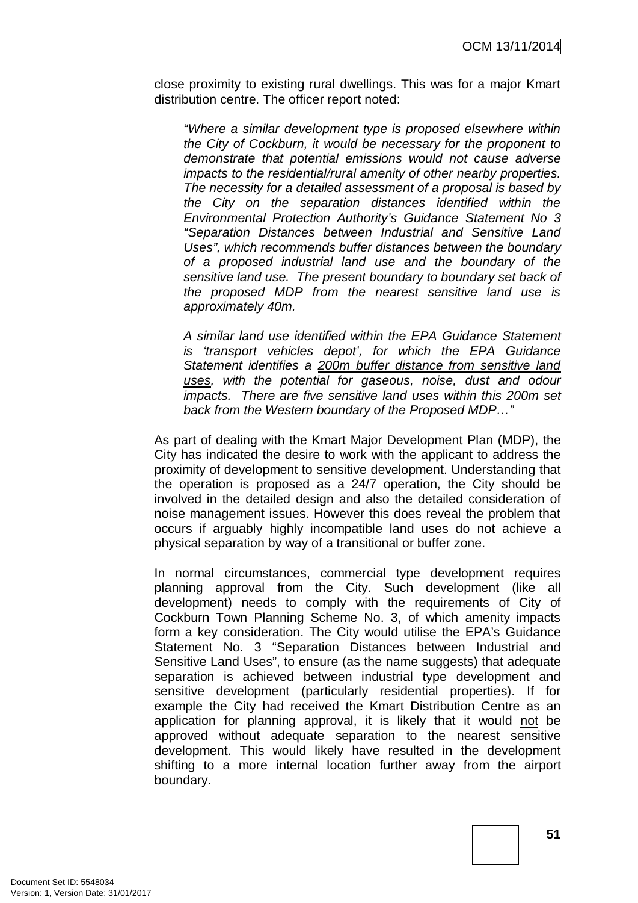close proximity to existing rural dwellings. This was for a major Kmart distribution centre. The officer report noted:

> *"Where a similar development type is proposed elsewhere within the City of Cockburn, it would be necessary for the proponent to demonstrate that potential emissions would not cause adverse impacts to the residential/rural amenity of other nearby properties. The necessity for a detailed assessment of a proposal is based by the City on the separation distances identified within the Environmental Protection Authority's Guidance Statement No 3 "Separation Distances between Industrial and Sensitive Land Uses", which recommends buffer distances between the boundary of a proposed industrial land use and the boundary of the sensitive land use. The present boundary to boundary set back of the proposed MDP from the nearest sensitive land use is approximately 40m.*
>
> *A similar land use identified within the EPA Guidance Statement is 'transport vehicles depot', for which the EPA Guidance Statement identifies a <u>200m buffer distance from sensitive land uses</u>, with the potential for gaseous, noise, dust and odour impacts. There are five sensitive land uses within this 200m set back from the Western boundary of the Proposed MDP…"*

As part of dealing with the Kmart Major Development Plan (MDP), the City has indicated the desire to work with the applicant to address the proximity of development to sensitive development. Understanding that the operation is proposed as a 24/7 operation, the City should be involved in the detailed design and also the detailed consideration of noise management issues. However this does reveal the problem that occurs if arguably highly incompatible land uses do not achieve a physical separation by way of a transitional or buffer zone.

In normal circumstances, commercial type development requires planning approval from the City. Such development (like all development) needs to comply with the requirements of City of Cockburn Town Planning Scheme No. 3, of which amenity impacts form a key consideration. The City would utilise the EPA's Guidance Statement No. 3 "Separation Distances between Industrial and Sensitive Land Uses", to ensure (as the name suggests) that adequate separation is achieved between industrial type development and sensitive development (particularly residential properties). If for example the City had received the Kmart Distribution Centre as an application for planning approval, it is likely that it would <u>not</u> be approved without adequate separation to the nearest sensitive development. This would likely have resulted in the development shifting to a more internal location further away from the airport boundary.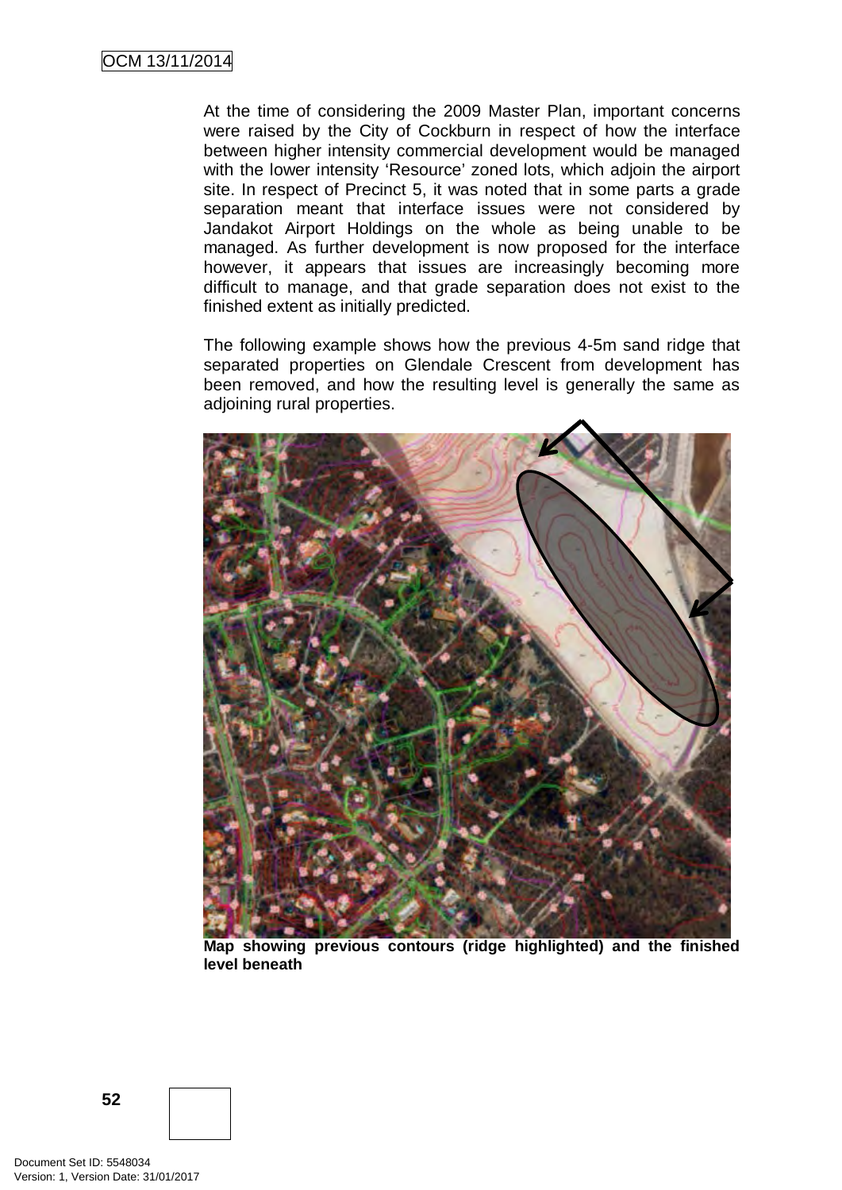At the time of considering the 2009 Master Plan, important concerns were raised by the City of Cockburn in respect of how the interface between higher intensity commercial development would be managed with the lower intensity 'Resource' zoned lots, which adjoin the airport site. In respect of Precinct 5, it was noted that in some parts a grade separation meant that interface issues were not considered by Jandakot Airport Holdings on the whole as being unable to be managed. As further development is now proposed for the interface however, it appears that issues are increasingly becoming more difficult to manage, and that grade separation does not exist to the finished extent as initially predicted.

The following example shows how the previous 4-5m sand ridge that separated properties on Glendale Crescent from development has been removed, and how the resulting level is generally the same as adjoining rural properties.

**Map showing previous contours (ridge highlighted) and the finished level beneath**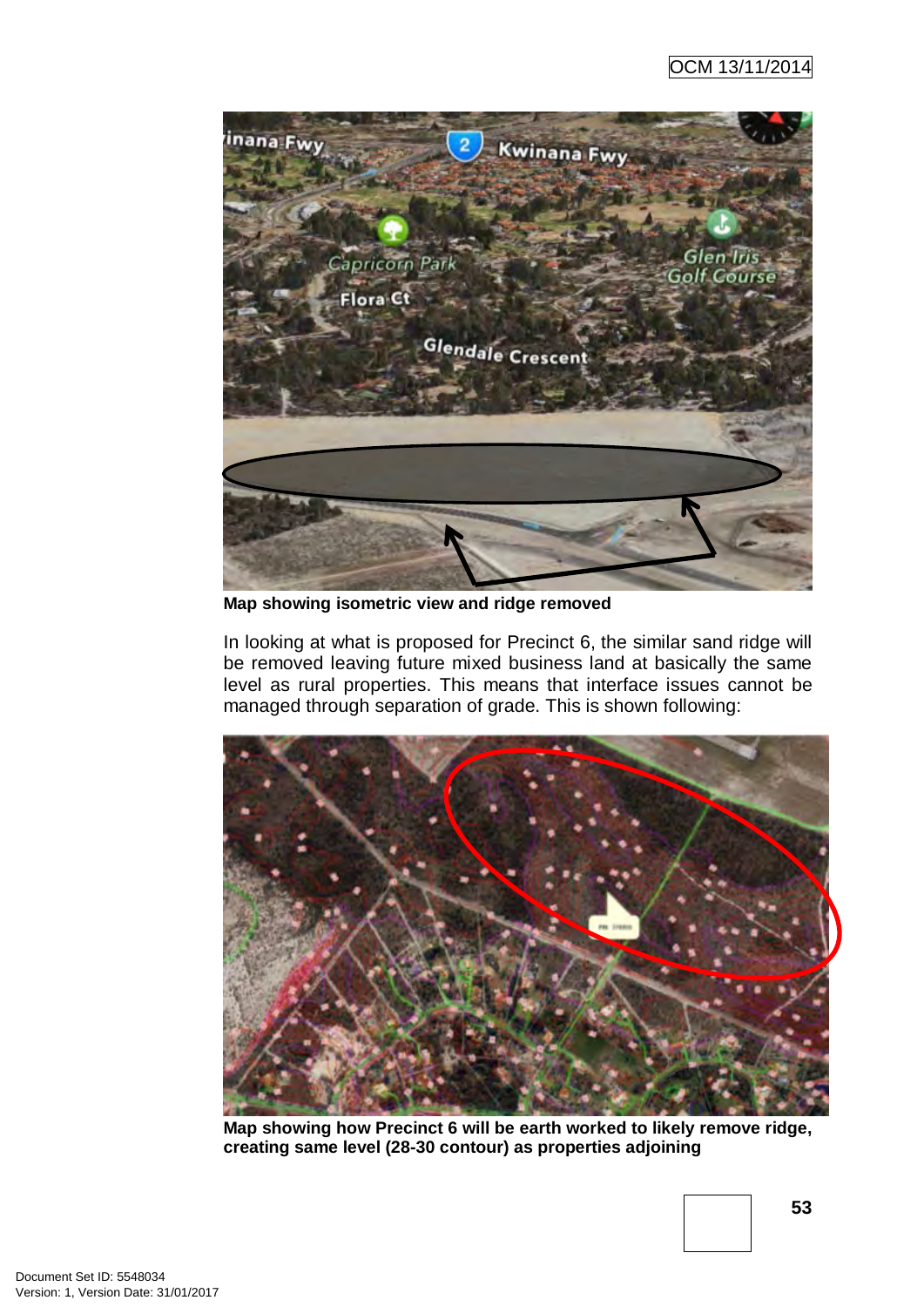**Map showing isometric view and ridge removed**

In looking at what is proposed for Precinct 6, the similar sand ridge will be removed leaving future mixed business land at basically the same level as rural properties. This means that interface issues cannot be managed through separation of grade. This is shown following:

**Map showing how Precinct 6 will be earth worked to likely remove ridge, creating same level (28-30 contour) as properties adjoining**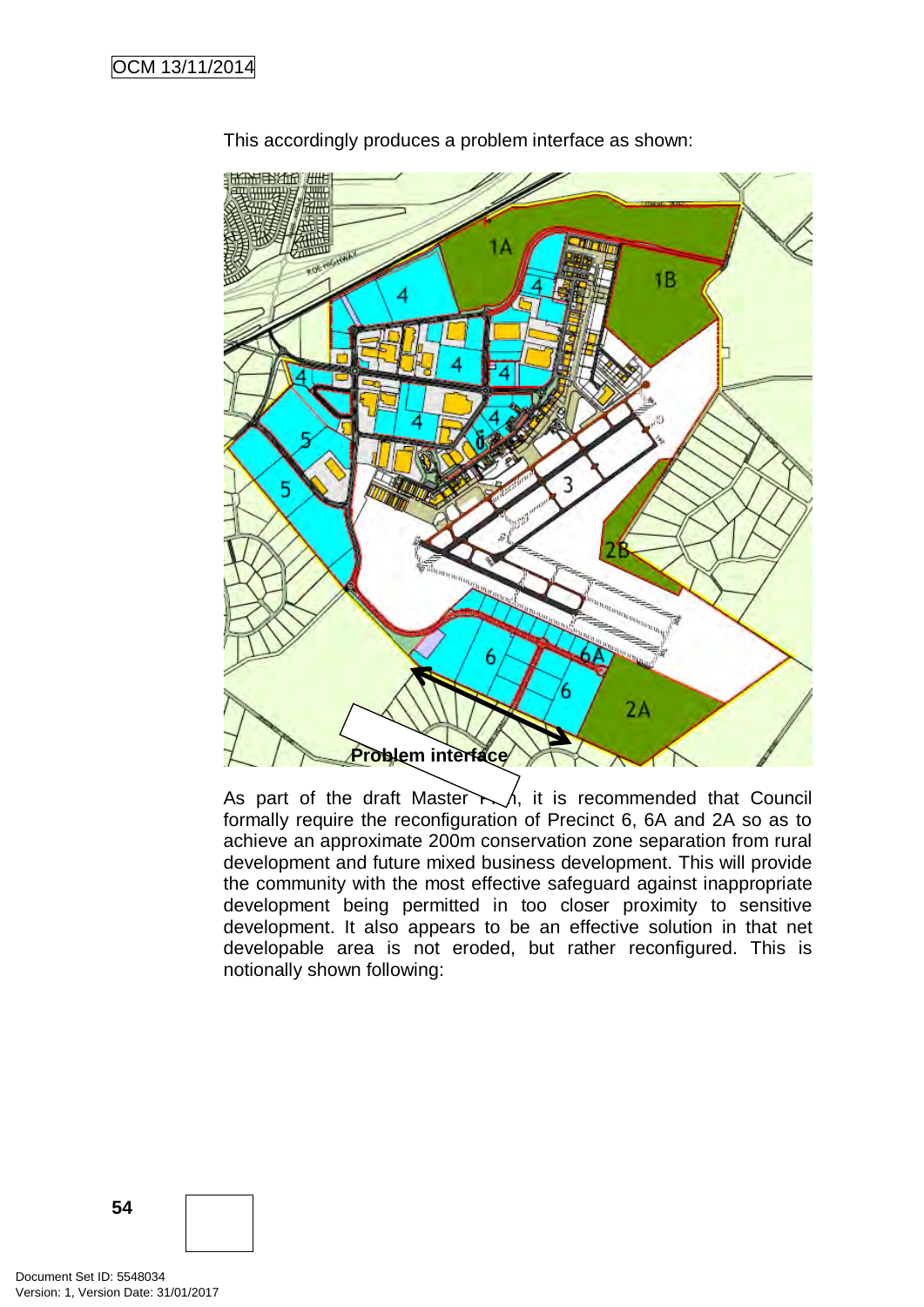This accordingly produces a problem interface as shown:

As part of the draft Master Plan, it is recommended that Council formally require the reconfiguration of Precinct 6, 6A and 2A so as to achieve an approximate 200m conservation zone separation from rural development and future mixed business development. This will provide the community with the most effective safeguard against inappropriate development being permitted in too closer proximity to sensitive development. It also appears to be an effective solution in that net developable area is not eroded, but rather reconfigured. This is notionally shown following: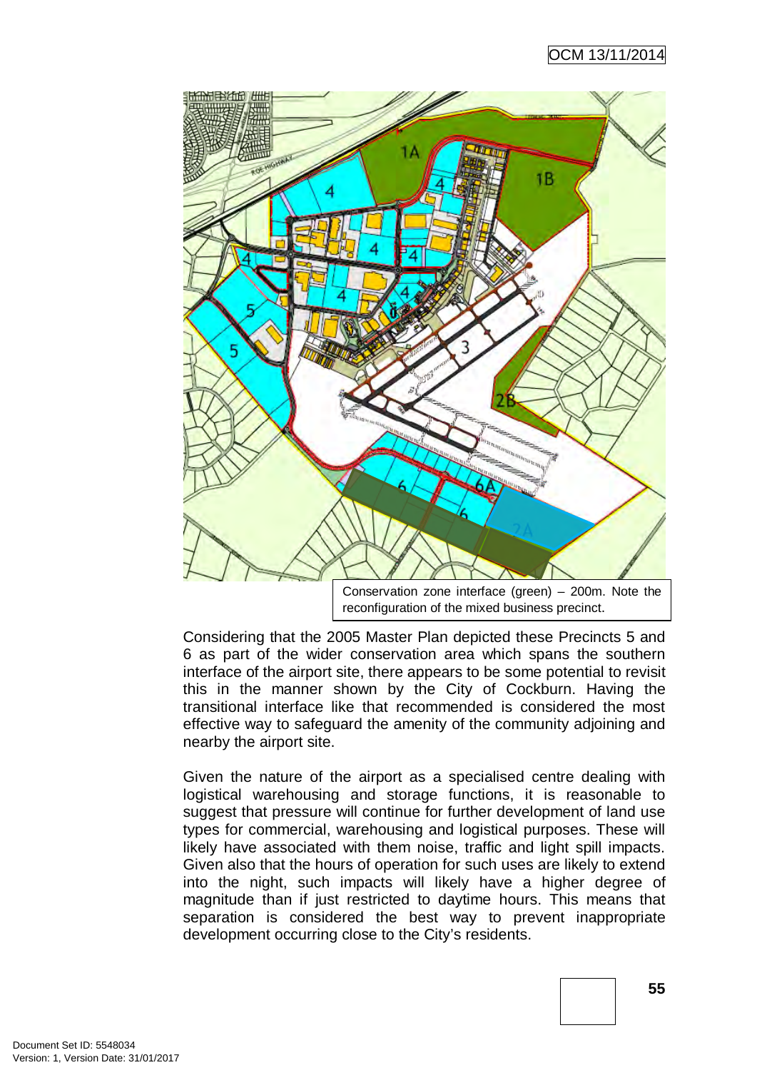Conservation zone interface (green) – 200m. Note the reconfiguration of the mixed business precinct.

Considering that the 2005 Master Plan depicted these Precincts 5 and 6 as part of the wider conservation area which spans the southern interface of the airport site, there appears to be some potential to revisit this in the manner shown by the City of Cockburn. Having the transitional interface like that recommended is considered the most effective way to safeguard the amenity of the community adjoining and nearby the airport site.

Given the nature of the airport as a specialised centre dealing with logistical warehousing and storage functions, it is reasonable to suggest that pressure will continue for further development of land use types for commercial, warehousing and logistical purposes. These will likely have associated with them noise, traffic and light spill impacts. Given also that the hours of operation for such uses are likely to extend into the night, such impacts will likely have a higher degree of magnitude than if just restricted to daytime hours. This means that separation is considered the best way to prevent inappropriate development occurring close to the City's residents.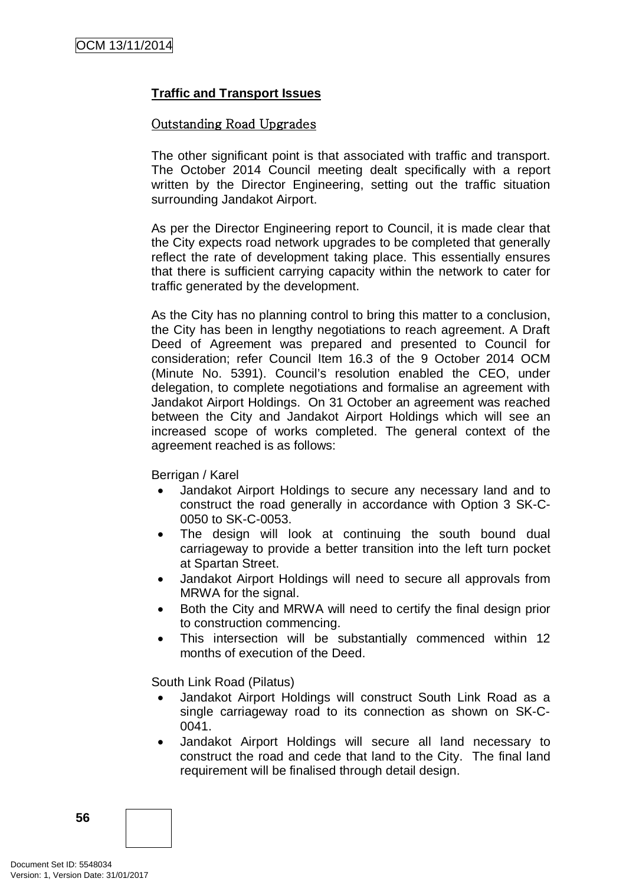**Traffic and Transport Issues**

Outstanding Road Upgrades

The other significant point is that associated with traffic and transport. The October 2014 Council meeting dealt specifically with a report written by the Director Engineering, setting out the traffic situation surrounding Jandakot Airport.

As per the Director Engineering report to Council, it is made clear that the City expects road network upgrades to be completed that generally reflect the rate of development taking place. This essentially ensures that there is sufficient carrying capacity within the network to cater for traffic generated by the development.

As the City has no planning control to bring this matter to a conclusion, the City has been in lengthy negotiations to reach agreement. A Draft Deed of Agreement was prepared and presented to Council for consideration; refer Council Item 16.3 of the 9 October 2014 OCM (Minute No. 5391). Council's resolution enabled the CEO, under delegation, to complete negotiations and formalise an agreement with Jandakot Airport Holdings. On 31 October an agreement was reached between the City and Jandakot Airport Holdings which will see an increased scope of works completed. The general context of the agreement reached is as follows:

Berrigan / Karel

- Jandakot Airport Holdings to secure any necessary land and to construct the road generally in accordance with Option 3 SK-C-0050 to SK-C-0053.
- The design will look at continuing the south bound dual carriageway to provide a better transition into the left turn pocket at Spartan Street.
- Jandakot Airport Holdings will need to secure all approvals from MRWA for the signal.
- Both the City and MRWA will need to certify the final design prior to construction commencing.
- This intersection will be substantially commenced within 12 months of execution of the Deed.

South Link Road (Pilatus)

- Jandakot Airport Holdings will construct South Link Road as a single carriageway road to its connection as shown on SK-C-0041.
- Jandakot Airport Holdings will secure all land necessary to construct the road and cede that land to the City. The final land requirement will be finalised through detail design.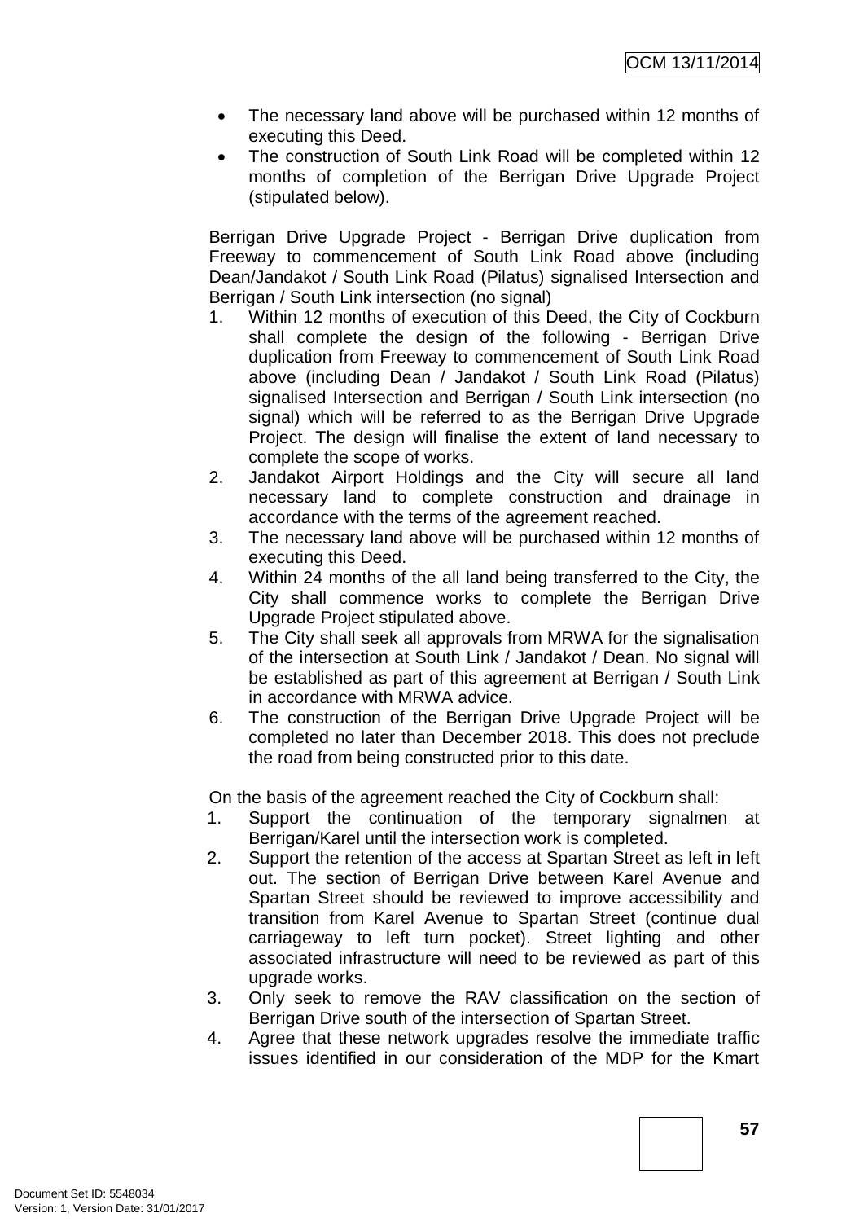- The necessary land above will be purchased within 12 months of executing this Deed.
- The construction of South Link Road will be completed within 12 months of completion of the Berrigan Drive Upgrade Project (stipulated below).

Berrigan Drive Upgrade Project - Berrigan Drive duplication from Freeway to commencement of South Link Road above (including Dean/Jandakot / South Link Road (Pilatus) signalised Intersection and Berrigan / South Link intersection (no signal)

1. Within 12 months of execution of this Deed, the City of Cockburn shall complete the design of the following - Berrigan Drive duplication from Freeway to commencement of South Link Road above (including Dean / Jandakot / South Link Road (Pilatus) signalised Intersection and Berrigan / South Link intersection (no signal) which will be referred to as the Berrigan Drive Upgrade Project. The design will finalise the extent of land necessary to complete the scope of works.
2. Jandakot Airport Holdings and the City will secure all land necessary land to complete construction and drainage in accordance with the terms of the agreement reached.
3. The necessary land above will be purchased within 12 months of executing this Deed.
4. Within 24 months of the all land being transferred to the City, the City shall commence works to complete the Berrigan Drive Upgrade Project stipulated above.
5. The City shall seek all approvals from MRWA for the signalisation of the intersection at South Link / Jandakot / Dean. No signal will be established as part of this agreement at Berrigan / South Link in accordance with MRWA advice.
6. The construction of the Berrigan Drive Upgrade Project will be completed no later than December 2018. This does not preclude the road from being constructed prior to this date.

On the basis of the agreement reached the City of Cockburn shall:

1. Support the continuation of the temporary signalmen at Berrigan/Karel until the intersection work is completed.
2. Support the retention of the access at Spartan Street as left in left out. The section of Berrigan Drive between Karel Avenue and Spartan Street should be reviewed to improve accessibility and transition from Karel Avenue to Spartan Street (continue dual carriageway to left turn pocket). Street lighting and other associated infrastructure will need to be reviewed as part of this upgrade works.
3. Only seek to remove the RAV classification on the section of Berrigan Drive south of the intersection of Spartan Street.
4. Agree that these network upgrades resolve the immediate traffic issues identified in our consideration of the MDP for the Kmart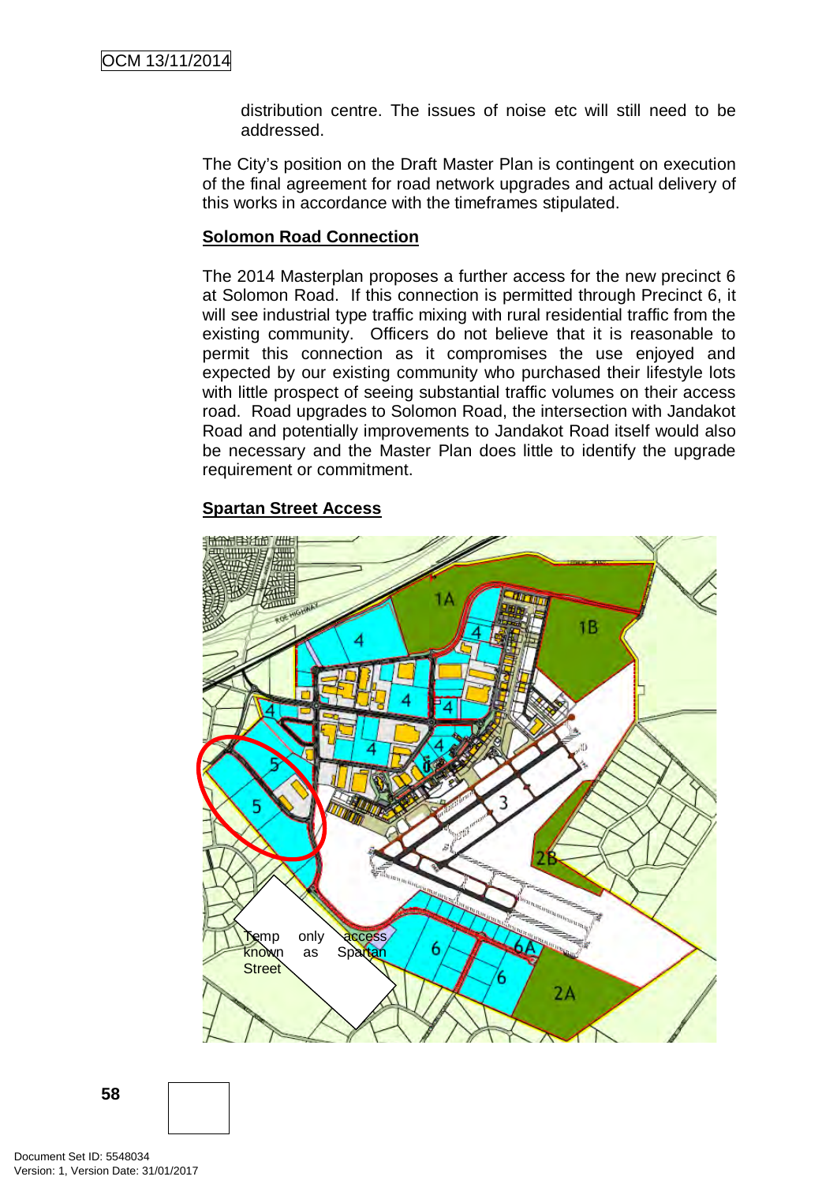distribution centre. The issues of noise etc will still need to be addressed.

The City's position on the Draft Master Plan is contingent on execution of the final agreement for road network upgrades and actual delivery of this works in accordance with the timeframes stipulated.

**Solomon Road Connection**

The 2014 Masterplan proposes a further access for the new precinct 6 at Solomon Road. If this connection is permitted through Precinct 6, it will see industrial type traffic mixing with rural residential traffic from the existing community. Officers do not believe that it is reasonable to permit this connection as it compromises the use enjoyed and expected by our existing community who purchased their lifestyle lots with little prospect of seeing substantial traffic volumes on their access road. Road upgrades to Solomon Road, the intersection with Jandakot Road and potentially improvements to Jandakot Road itself would also be necessary and the Master Plan does little to identify the upgrade requirement or commitment.

**Spartan Street Access**

Temp only access known as Spartan Street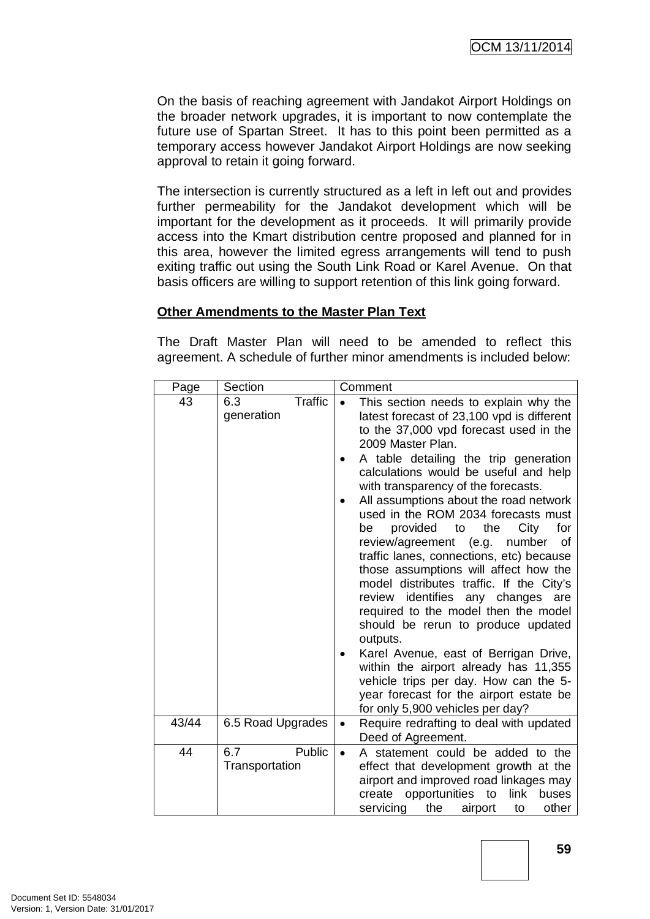On the basis of reaching agreement with Jandakot Airport Holdings on the broader network upgrades, it is important to now contemplate the future use of Spartan Street. It has to this point been permitted as a temporary access however Jandakot Airport Holdings are now seeking approval to retain it going forward.

The intersection is currently structured as a left in left out and provides further permeability for the Jandakot development which will be important for the development as it proceeds. It will primarily provide access into the Kmart distribution centre proposed and planned for in this area, however the limited egress arrangements will tend to push exiting traffic out using the South Link Road or Karel Avenue. On that basis officers are willing to support retention of this link going forward.

**Other Amendments to the Master Plan Text**

The Draft Master Plan will need to be amended to reflect this agreement. A schedule of further minor amendments is included below:

| Page | Section | Comment |
|---|---|---|
| 43 | 6.3 Traffic generation | • This section needs to explain why the latest forecast of 23,100 vpd is different to the 37,000 vpd forecast used in the 2009 Master Plan.<br>• A table detailing the trip generation calculations would be useful and help with transparency of the forecasts.<br>• All assumptions about the road network used in the ROM 2034 forecasts must be provided to the City for review/agreement (e.g. number of traffic lanes, connections, etc) because those assumptions will affect how the model distributes traffic. If the City's review identifies any changes are required to the model then the model should be rerun to produce updated outputs.<br>• Karel Avenue, east of Berrigan Drive, within the airport already has 11,355 vehicle trips per day. How can the 5-year forecast for the airport estate be for only 5,900 vehicles per day? |
| 43/44 | 6.5 Road Upgrades | • Require redrafting to deal with updated Deed of Agreement. |
| 44 | 6.7 Public Transportation | • A statement could be added to the effect that development growth at the airport and improved road linkages may create opportunities to link buses servicing the airport to other |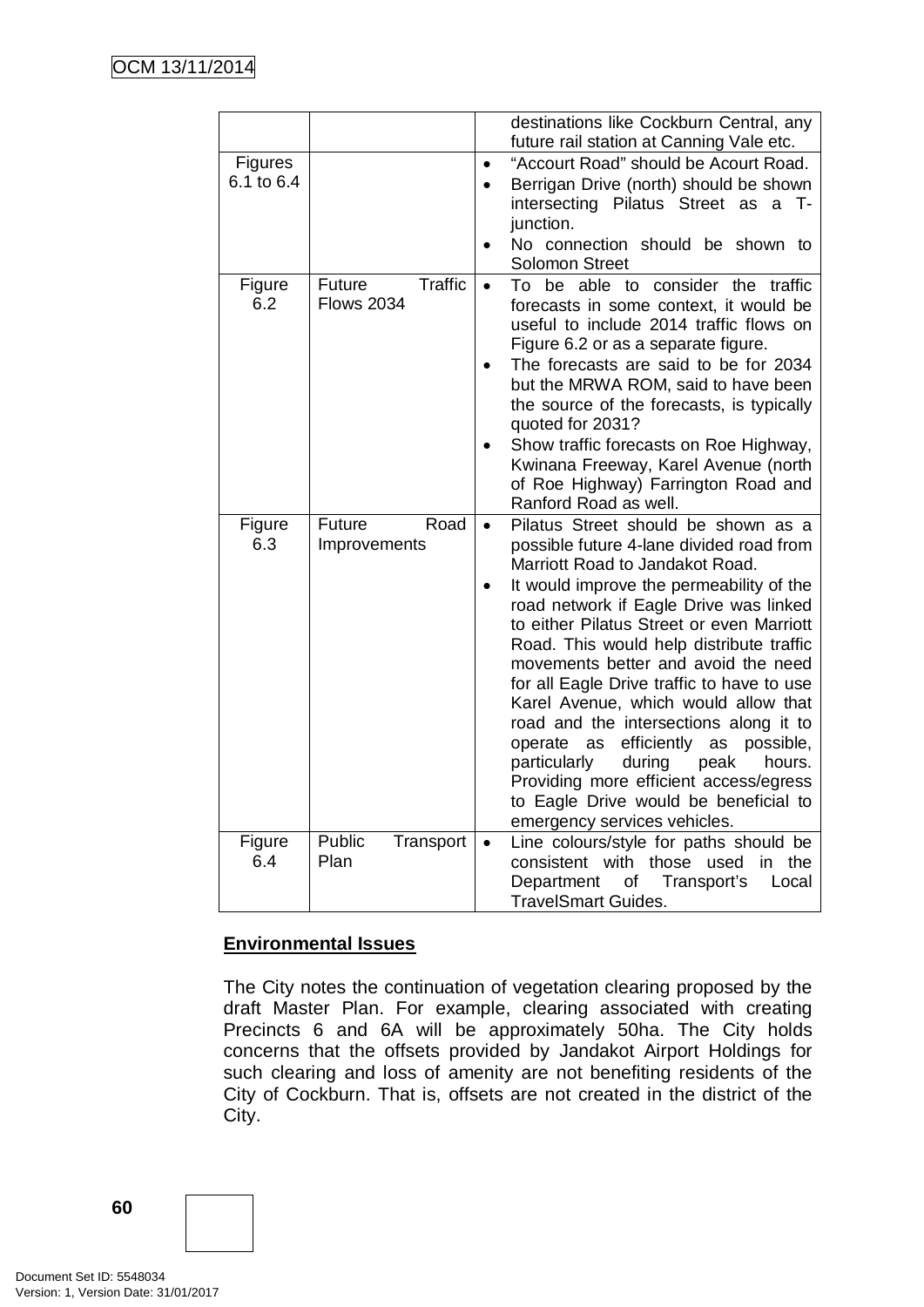| | | |
|---|---|---|
| | | destinations like Cockburn Central, any future rail station at Canning Vale etc. |
| Figures 6.1 to 6.4 | | • "Accourt Road" should be Acourt Road.<br>• Berrigan Drive (north) should be shown intersecting Pilatus Street as a T-junction.<br>• No connection should be shown to Solomon Street |
| Figure 6.2 | Future Traffic Flows 2034 | • To be able to consider the traffic forecasts in some context, it would be useful to include 2014 traffic flows on Figure 6.2 or as a separate figure.<br>• The forecasts are said to be for 2034 but the MRWA ROM, said to have been the source of the forecasts, is typically quoted for 2031?<br>• Show traffic forecasts on Roe Highway, Kwinana Freeway, Karel Avenue (north of Roe Highway) Farrington Road and Ranford Road as well. |
| Figure 6.3 | Future Road Improvements | • Pilatus Street should be shown as a possible future 4-lane divided road from Marriott Road to Jandakot Road.<br>• It would improve the permeability of the road network if Eagle Drive was linked to either Pilatus Street or even Marriott Road. This would help distribute traffic movements better and avoid the need for all Eagle Drive traffic to have to use Karel Avenue, which would allow that road and the intersections along it to operate as efficiently as possible, particularly during peak hours. Providing more efficient access/egress to Eagle Drive would be beneficial to emergency services vehicles. |
| Figure 6.4 | Public Transport Plan | • Line colours/style for paths should be consistent with those used in the Department of Transport's Local TravelSmart Guides. |

**Environmental Issues**

The City notes the continuation of vegetation clearing proposed by the draft Master Plan. For example, clearing associated with creating Precincts 6 and 6A will be approximately 50ha. The City holds concerns that the offsets provided by Jandakot Airport Holdings for such clearing and loss of amenity are not benefiting residents of the City of Cockburn. That is, offsets are not created in the district of the City.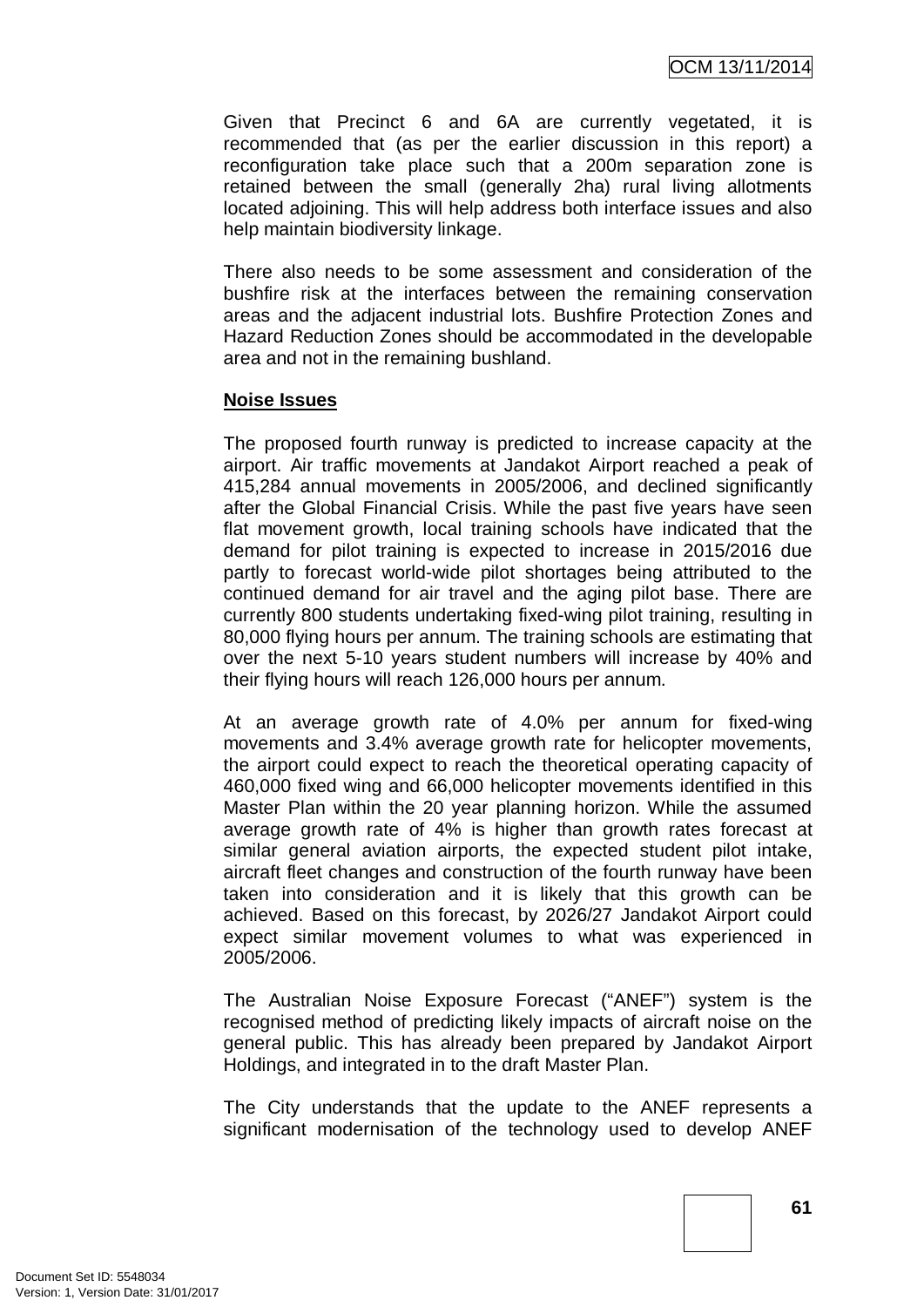Given that Precinct 6 and 6A are currently vegetated, it is recommended that (as per the earlier discussion in this report) a reconfiguration take place such that a 200m separation zone is retained between the small (generally 2ha) rural living allotments located adjoining. This will help address both interface issues and also help maintain biodiversity linkage.

There also needs to be some assessment and consideration of the bushfire risk at the interfaces between the remaining conservation areas and the adjacent industrial lots. Bushfire Protection Zones and Hazard Reduction Zones should be accommodated in the developable area and not in the remaining bushland.

**Noise Issues**

The proposed fourth runway is predicted to increase capacity at the airport. Air traffic movements at Jandakot Airport reached a peak of 415,284 annual movements in 2005/2006, and declined significantly after the Global Financial Crisis. While the past five years have seen flat movement growth, local training schools have indicated that the demand for pilot training is expected to increase in 2015/2016 due partly to forecast world-wide pilot shortages being attributed to the continued demand for air travel and the aging pilot base. There are currently 800 students undertaking fixed-wing pilot training, resulting in 80,000 flying hours per annum. The training schools are estimating that over the next 5-10 years student numbers will increase by 40% and their flying hours will reach 126,000 hours per annum.

At an average growth rate of 4.0% per annum for fixed-wing movements and 3.4% average growth rate for helicopter movements, the airport could expect to reach the theoretical operating capacity of 460,000 fixed wing and 66,000 helicopter movements identified in this Master Plan within the 20 year planning horizon. While the assumed average growth rate of 4% is higher than growth rates forecast at similar general aviation airports, the expected student pilot intake, aircraft fleet changes and construction of the fourth runway have been taken into consideration and it is likely that this growth can be achieved. Based on this forecast, by 2026/27 Jandakot Airport could expect similar movement volumes to what was experienced in 2005/2006.

The Australian Noise Exposure Forecast ("ANEF") system is the recognised method of predicting likely impacts of aircraft noise on the general public. This has already been prepared by Jandakot Airport Holdings, and integrated in to the draft Master Plan.

The City understands that the update to the ANEF represents a significant modernisation of the technology used to develop ANEF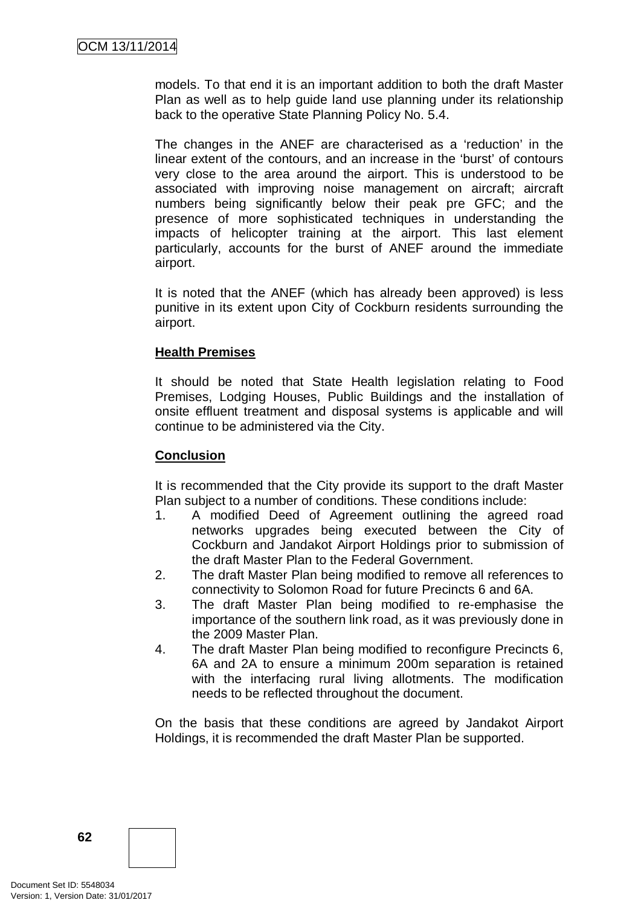models. To that end it is an important addition to both the draft Master Plan as well as to help guide land use planning under its relationship back to the operative State Planning Policy No. 5.4.

The changes in the ANEF are characterised as a 'reduction' in the linear extent of the contours, and an increase in the 'burst' of contours very close to the area around the airport. This is understood to be associated with improving noise management on aircraft; aircraft numbers being significantly below their peak pre GFC; and the presence of more sophisticated techniques in understanding the impacts of helicopter training at the airport. This last element particularly, accounts for the burst of ANEF around the immediate airport.

It is noted that the ANEF (which has already been approved) is less punitive in its extent upon City of Cockburn residents surrounding the airport.

**Health Premises**

It should be noted that State Health legislation relating to Food Premises, Lodging Houses, Public Buildings and the installation of onsite effluent treatment and disposal systems is applicable and will continue to be administered via the City.

**Conclusion**

It is recommended that the City provide its support to the draft Master Plan subject to a number of conditions. These conditions include:

1. A modified Deed of Agreement outlining the agreed road networks upgrades being executed between the City of Cockburn and Jandakot Airport Holdings prior to submission of the draft Master Plan to the Federal Government.
2. The draft Master Plan being modified to remove all references to connectivity to Solomon Road for future Precincts 6 and 6A.
3. The draft Master Plan being modified to re-emphasise the importance of the southern link road, as it was previously done in the 2009 Master Plan.
4. The draft Master Plan being modified to reconfigure Precincts 6, 6A and 2A to ensure a minimum 200m separation is retained with the interfacing rural living allotments. The modification needs to be reflected throughout the document.

On the basis that these conditions are agreed by Jandakot Airport Holdings, it is recommended the draft Master Plan be supported.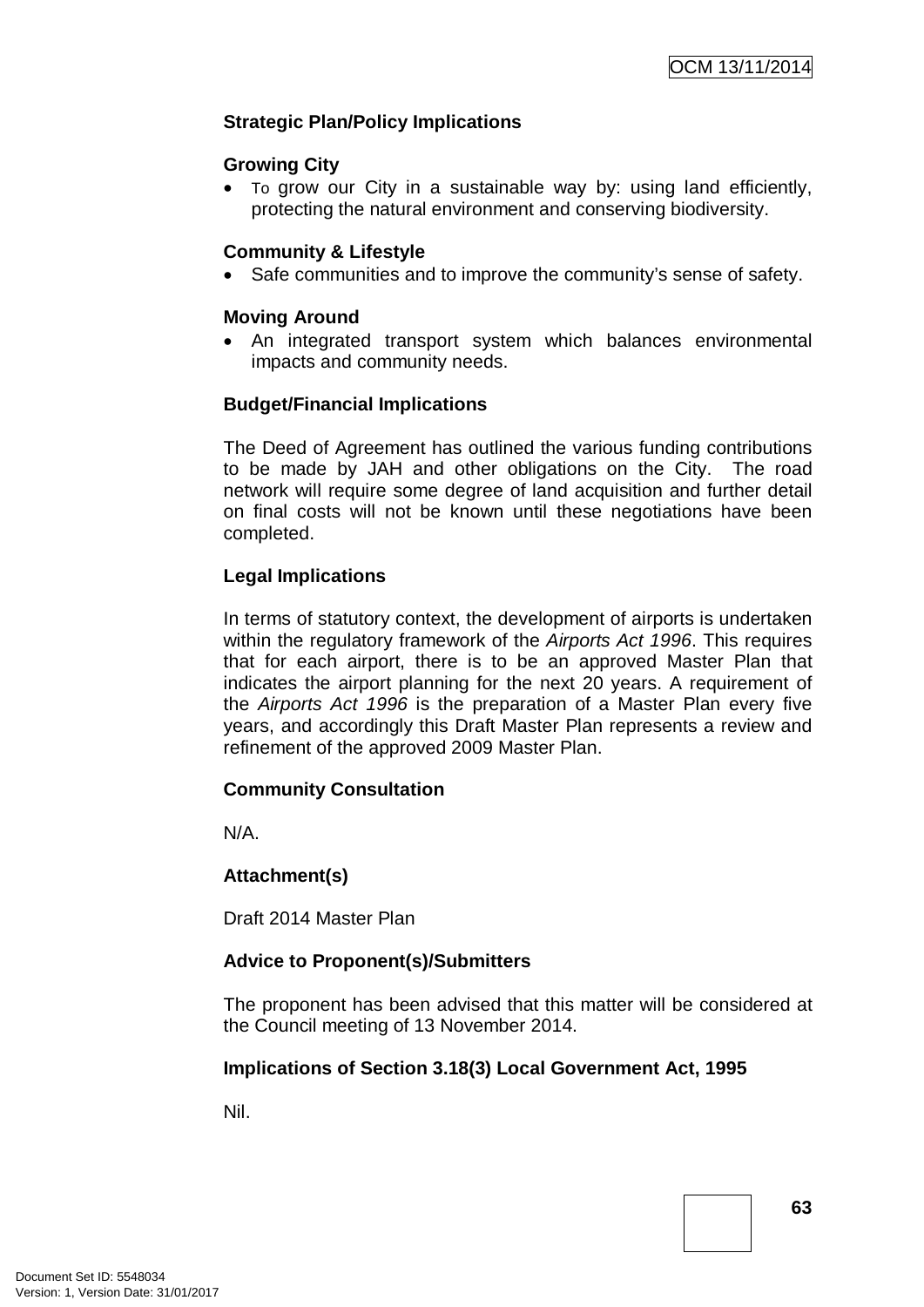**Strategic Plan/Policy Implications**

**Growing City**

- To grow our City in a sustainable way by: using land efficiently, protecting the natural environment and conserving biodiversity.

**Community & Lifestyle**

- Safe communities and to improve the community's sense of safety.

**Moving Around**

- An integrated transport system which balances environmental impacts and community needs.

**Budget/Financial Implications**

The Deed of Agreement has outlined the various funding contributions to be made by JAH and other obligations on the City. The road network will require some degree of land acquisition and further detail on final costs will not be known until these negotiations have been completed.

**Legal Implications**

In terms of statutory context, the development of airports is undertaken within the regulatory framework of the *Airports Act 1996*. This requires that for each airport, there is to be an approved Master Plan that indicates the airport planning for the next 20 years. A requirement of the *Airports Act 1996* is the preparation of a Master Plan every five years, and accordingly this Draft Master Plan represents a review and refinement of the approved 2009 Master Plan.

**Community Consultation**

N/A.

**Attachment(s)**

Draft 2014 Master Plan

**Advice to Proponent(s)/Submitters**

The proponent has been advised that this matter will be considered at the Council meeting of 13 November 2014.

**Implications of Section 3.18(3) Local Government Act, 1995**

Nil.